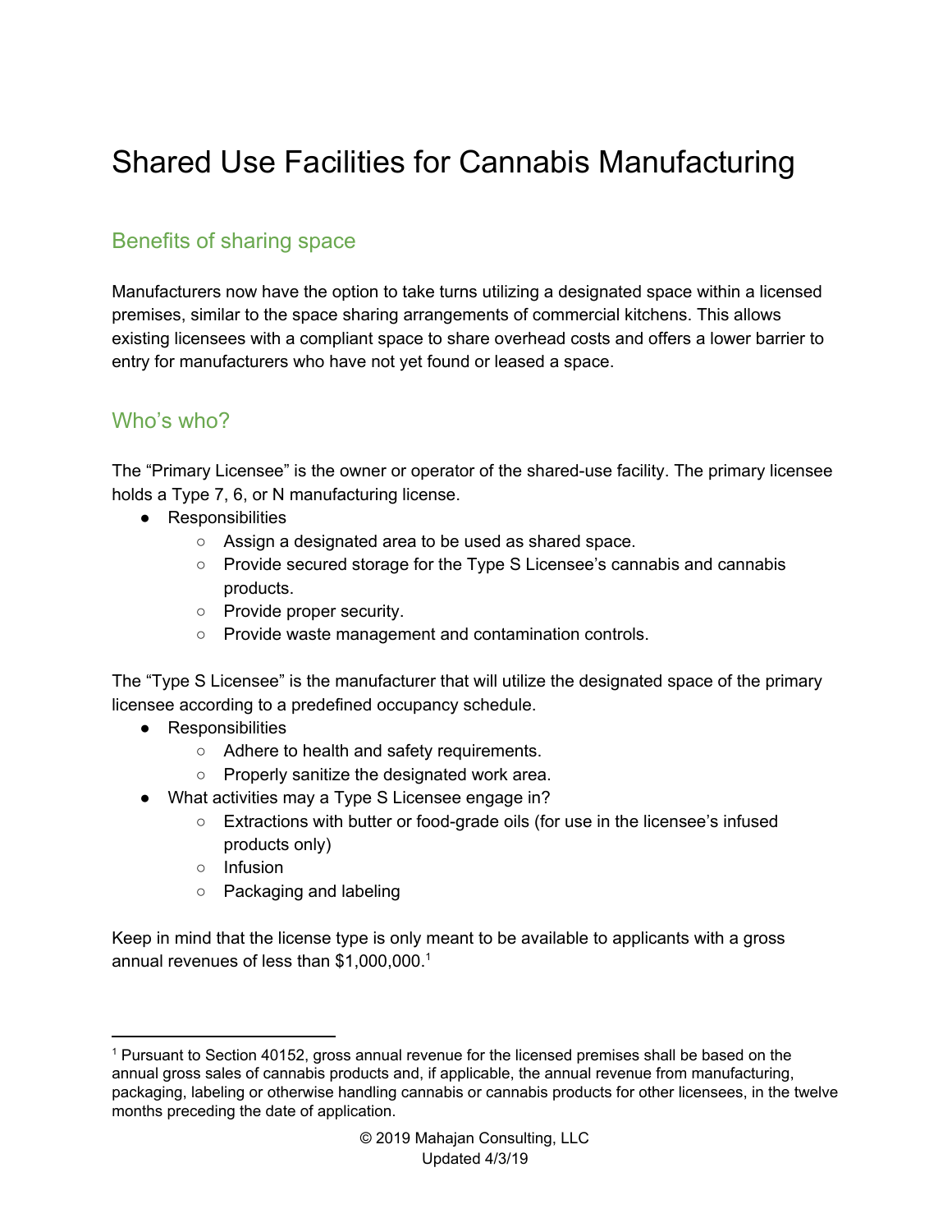# Shared Use Facilities for Cannabis Manufacturing

## Benefits of sharing space

Manufacturers now have the option to take turns utilizing a designated space within a licensed premises, similar to the space sharing arrangements of commercial kitchens. This allows existing licensees with a compliant space to share overhead costs and offers a lower barrier to entry for manufacturers who have not yet found or leased a space.

## Who's who?

The "Primary Licensee" is the owner or operator of the shared-use facility. The primary licensee holds a Type 7, 6, or N manufacturing license.

- Responsibilities
  - Assign a designated area to be used as shared space.
  - Provide secured storage for the Type S Licensee's cannabis and cannabis products.
  - Provide proper security.
  - Provide waste management and contamination controls.

The "Type S Licensee" is the manufacturer that will utilize the designated space of the primary licensee according to a predefined occupancy schedule.

- Responsibilities
  - Adhere to health and safety requirements.
  - Properly sanitize the designated work area.
- What activities may a Type S Licensee engage in?
  - Extractions with butter or food-grade oils (for use in the licensee's infused products only)
  - Infusion
  - Packaging and labeling

Keep in mind that the license type is only meant to be available to applicants with a gross annual revenues of less than $1,000,000.[1]

---

[1] Pursuant to Section 40152, gross annual revenue for the licensed premises shall be based on the annual gross sales of cannabis products and, if applicable, the annual revenue from manufacturing, packaging, labeling or otherwise handling cannabis or cannabis products for other licensees, in the twelve months preceding the date of application.

© 2019 Mahajan Consulting, LLC
Updated 4/3/19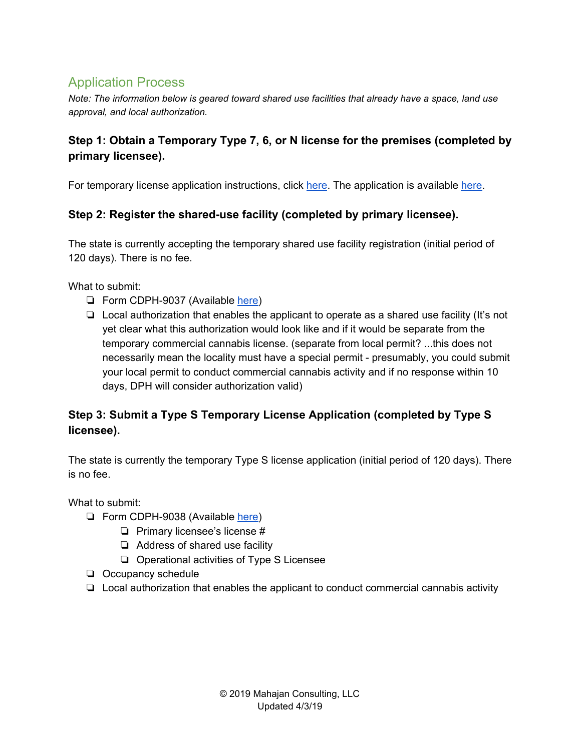## Application Process

*Note: The information below is geared toward shared use facilities that already have a space, land use approval, and local authorization.*

**Step 1: Obtain a Temporary Type 7, 6, or N license for the premises (completed by primary licensee).**

For temporary license application instructions, click here. The application is available here.

**Step 2: Register the shared-use facility (completed by primary licensee).**

The state is currently accepting the temporary shared use facility registration (initial period of 120 days). There is no fee.

What to submit:

- ❏ Form CDPH-9037 (Available here)
- ❏ Local authorization that enables the applicant to operate as a shared use facility (It's not yet clear what this authorization would look like and if it would be separate from the temporary commercial cannabis license. (separate from local permit? ...this does not necessarily mean the locality must have a special permit - presumably, you could submit your local permit to conduct commercial cannabis activity and if no response within 10 days, DPH will consider authorization valid)

**Step 3: Submit a Type S Temporary License Application (completed by Type S licensee).**

The state is currently the temporary Type S license application (initial period of 120 days). There is no fee.

What to submit:

- ❏ Form CDPH-9038 (Available here)
  - ❏ Primary licensee's license #
  - ❏ Address of shared use facility
  - ❏ Operational activities of Type S Licensee
- ❏ Occupancy schedule
- ❏ Local authorization that enables the applicant to conduct commercial cannabis activity

© 2019 Mahajan Consulting, LLC
Updated 4/3/19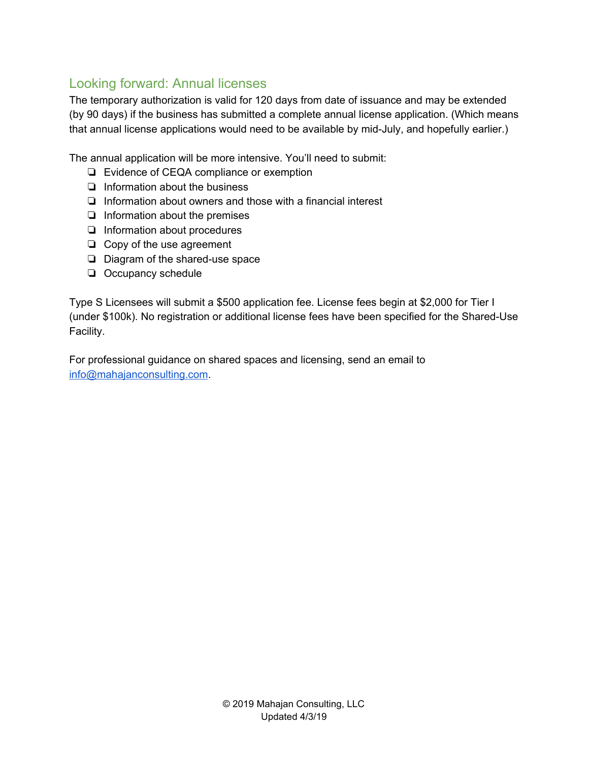## Looking forward: Annual licenses

The temporary authorization is valid for 120 days from date of issuance and may be extended (by 90 days) if the business has submitted a complete annual license application. (Which means that annual license applications would need to be available by mid-July, and hopefully earlier.)

The annual application will be more intensive. You'll need to submit:

- [ ] Evidence of CEQA compliance or exemption
- [ ] Information about the business
- [ ] Information about owners and those with a financial interest
- [ ] Information about the premises
- [ ] Information about procedures
- [ ] Copy of the use agreement
- [ ] Diagram of the shared-use space
- [ ] Occupancy schedule

Type S Licensees will submit a $500 application fee. License fees begin at $2,000 for Tier I (under $100k). No registration or additional license fees have been specified for the Shared-Use Facility.

For professional guidance on shared spaces and licensing, send an email to [info@mahajanconsulting.com](mailto:info@mahajanconsulting.com).

© 2019 Mahajan Consulting, LLC
Updated 4/3/19